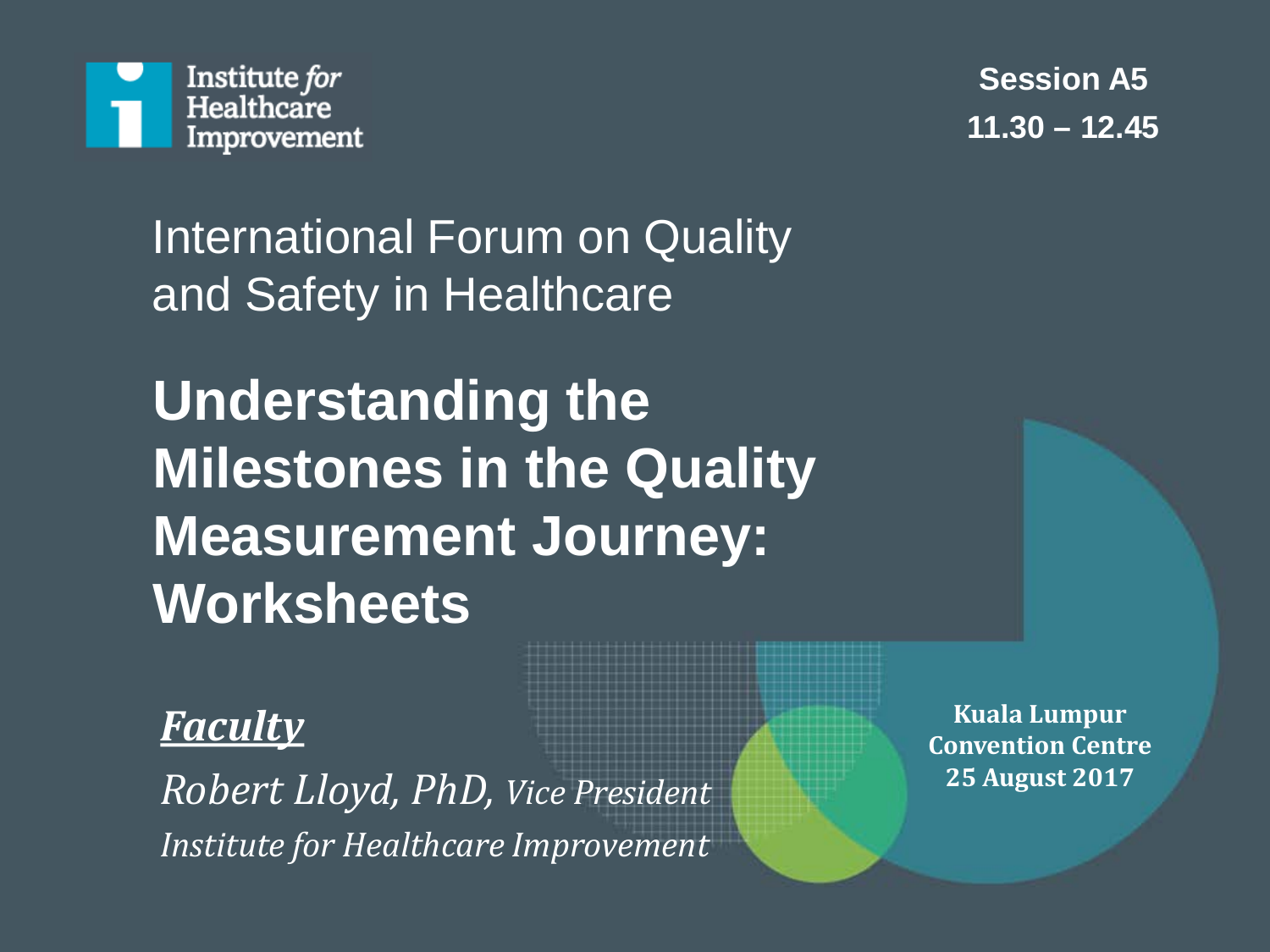Institute *for* Healthcare Improvement

**Session A5**
**11.30 – 12.45**

International Forum on Quality and Safety in Healthcare

# Understanding the Milestones in the Quality Measurement Journey: Worksheets

***Faculty***

*Robert Lloyd, PhD, Vice President*
*Institute for Healthcare Improvement*

**Kuala Lumpur Convention Centre**
**25 August 2017**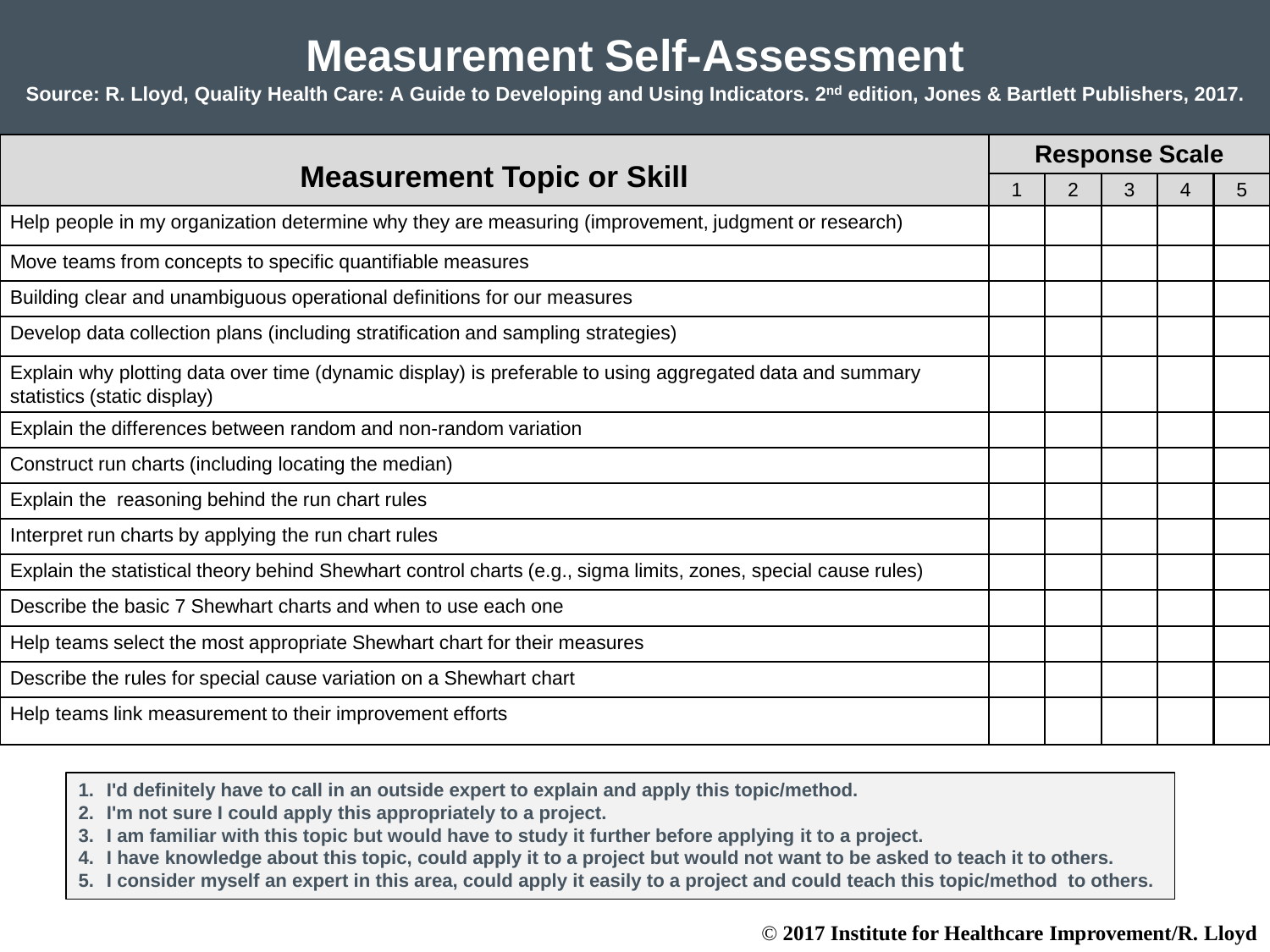# Measurement Self-Assessment

**Source: R. Lloyd, Quality Health Care: A Guide to Developing and Using Indicators. 2nd edition, Jones & Bartlett Publishers, 2017.**

| Measurement Topic or Skill | Response Scale | | | | |
|---|---|---|---|---|---|
| | 1 | 2 | 3 | 4 | 5 |
| Help people in my organization determine why they are measuring (improvement, judgment or research) | | | | | |
| Move teams from concepts to specific quantifiable measures | | | | | |
| Building clear and unambiguous operational definitions for our measures | | | | | |
| Develop data collection plans (including stratification and sampling strategies) | | | | | |
| Explain why plotting data over time (dynamic display) is preferable to using aggregated data and summary statistics (static display) | | | | | |
| Explain the differences between random and non-random variation | | | | | |
| Construct run charts (including locating the median) | | | | | |
| Explain the reasoning behind the run chart rules | | | | | |
| Interpret run charts by applying the run chart rules | | | | | |
| Explain the statistical theory behind Shewhart control charts (e.g., sigma limits, zones, special cause rules) | | | | | |
| Describe the basic 7 Shewhart charts and when to use each one | | | | | |
| Help teams select the most appropriate Shewhart chart for their measures | | | | | |
| Describe the rules for special cause variation on a Shewhart chart | | | | | |
| Help teams link measurement to their improvement efforts | | | | | |

1. **I'd definitely have to call in an outside expert to explain and apply this topic/method.**
2. **I'm not sure I could apply this appropriately to a project.**
3. **I am familiar with this topic but would have to study it further before applying it to a project.**
4. **I have knowledge about this topic, could apply it to a project but would not want to be asked to teach it to others.**
5. **I consider myself an expert in this area, could apply it easily to a project and could teach this topic/method to others.**

**© 2017 Institute for Healthcare Improvement/R. Lloyd**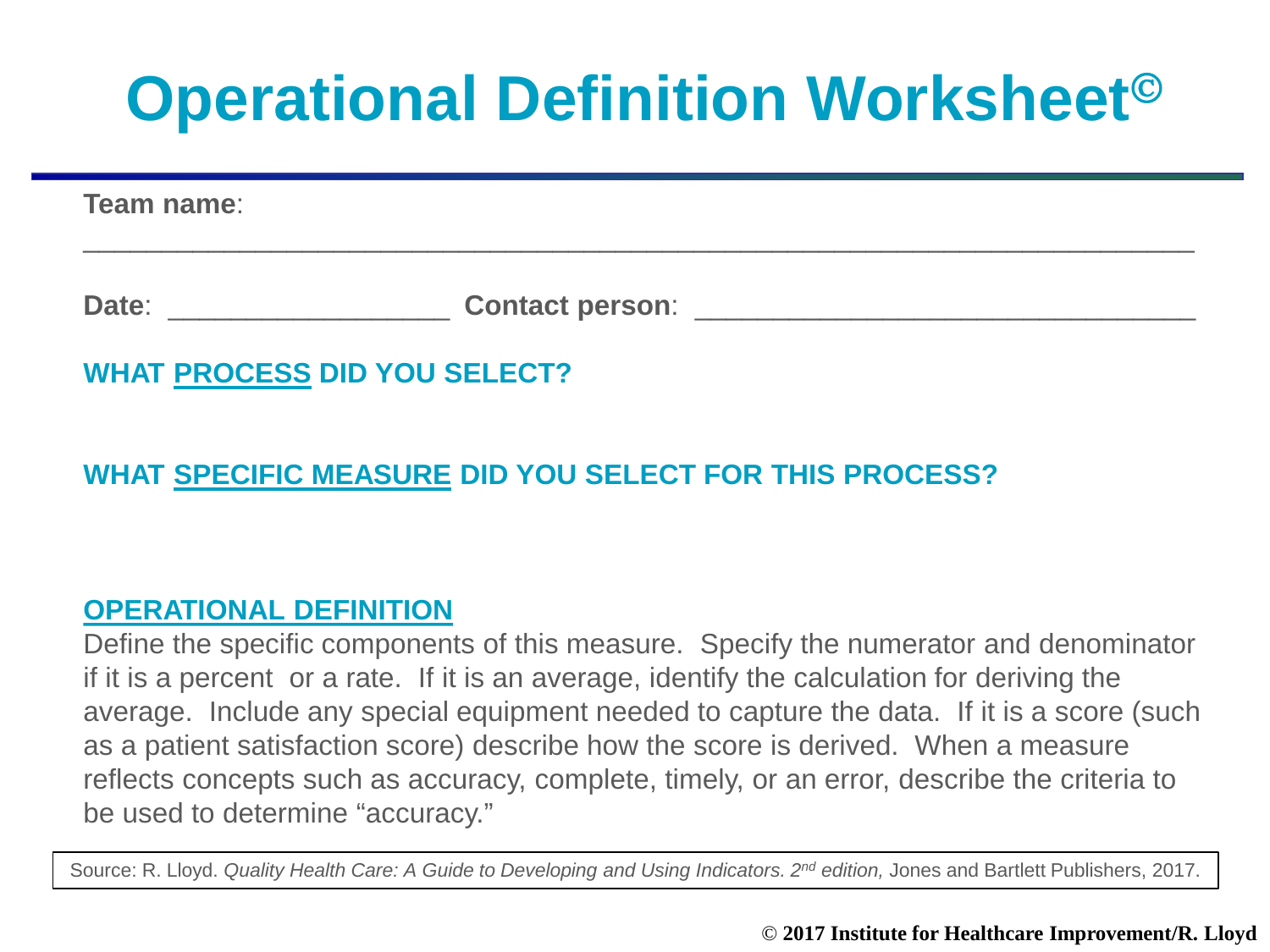# Operational Definition Worksheet©

**Team name**: ___________________________________________________________________________

**Date**: ___________________ **Contact person**: __________________________________

**WHAT PROCESS DID YOU SELECT?**

**WHAT SPECIFIC MEASURE DID YOU SELECT FOR THIS PROCESS?**

**OPERATIONAL DEFINITION**

Define the specific components of this measure. Specify the numerator and denominator if it is a percent or a rate. If it is an average, identify the calculation for deriving the average. Include any special equipment needed to capture the data. If it is a score (such as a patient satisfaction score) describe how the score is derived. When a measure reflects concepts such as accuracy, complete, timely, or an error, describe the criteria to be used to determine "accuracy."

Source: R. Lloyd. *Quality Health Care: A Guide to Developing and Using Indicators. 2nd edition,* Jones and Bartlett Publishers, 2017.

**© 2017 Institute for Healthcare Improvement/R. Lloyd**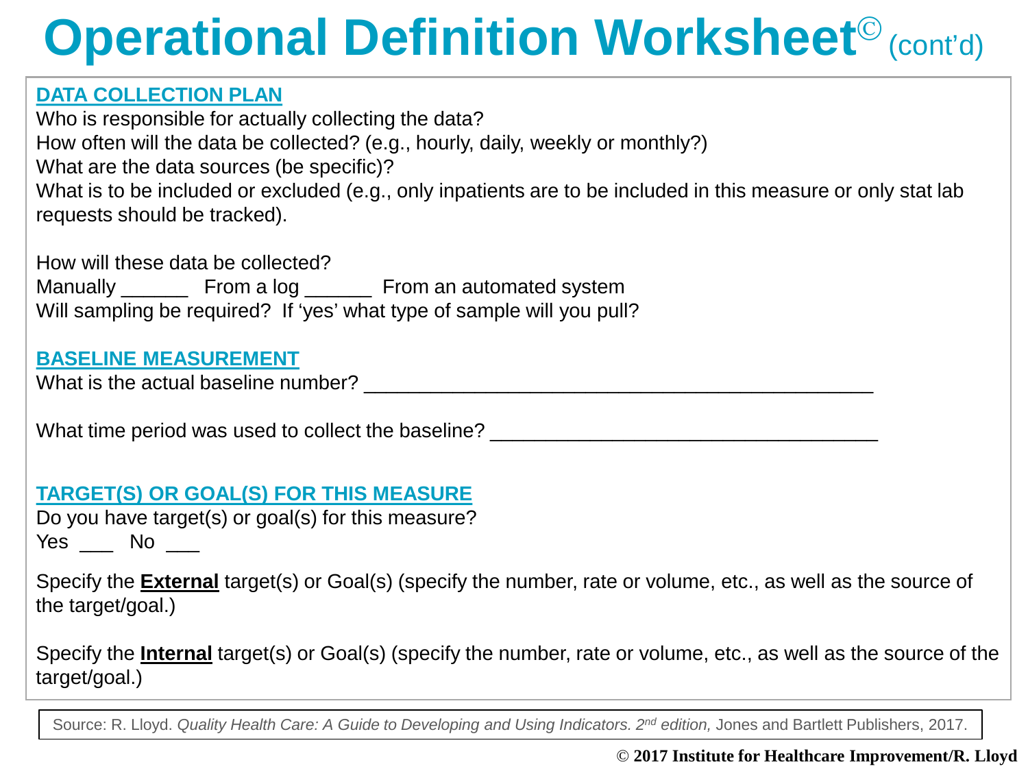# Operational Definition Worksheet© (cont'd)

**DATA COLLECTION PLAN**

Who is responsible for actually collecting the data?

How often will the data be collected? (e.g., hourly, daily, weekly or monthly?)

What are the data sources (be specific)?

What is to be included or excluded (e.g., only inpatients are to be included in this measure or only stat lab requests should be tracked).

How will these data be collected?

Manually ______ From a log ______ From an automated system

Will sampling be required? If 'yes' what type of sample will you pull?

**BASELINE MEASUREMENT**

What is the actual baseline number? ________________________________________________

What time period was used to collect the baseline? ____________________________________

**TARGET(S) OR GOAL(S) FOR THIS MEASURE**

Do you have target(s) or goal(s) for this measure?

Yes ___ No ___

Specify the **External** target(s) or Goal(s) (specify the number, rate or volume, etc., as well as the source of the target/goal.)

Specify the **Internal** target(s) or Goal(s) (specify the number, rate or volume, etc., as well as the source of the target/goal.)

Source: R. Lloyd. *Quality Health Care: A Guide to Developing and Using Indicators. 2nd edition,* Jones and Bartlett Publishers, 2017.

© 2017 Institute for Healthcare Improvement/R. Lloyd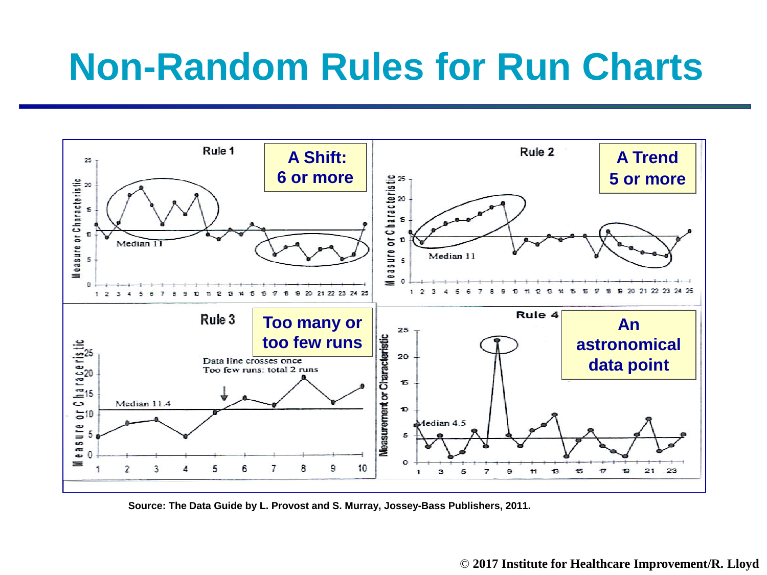# Non-Random Rules for Run Charts

Rule 1

A Shift: 6 or more

Measure or Characteristic

Median 11

Rule 2

A Trend 5 or more

Measure or Characteristic

Median 11

Rule 3

Too many or too few runs

Measure or Characteristic

Median 11.4

Data line crosses once
Too few runs: total 2 runs

Rule 4

An astronomical data point

Measurement or Characteristic

Median 4.5

Source: The Data Guide by L. Provost and S. Murray, Jossey-Bass Publishers, 2011.

© 2017 Institute for Healthcare Improvement/R. Lloyd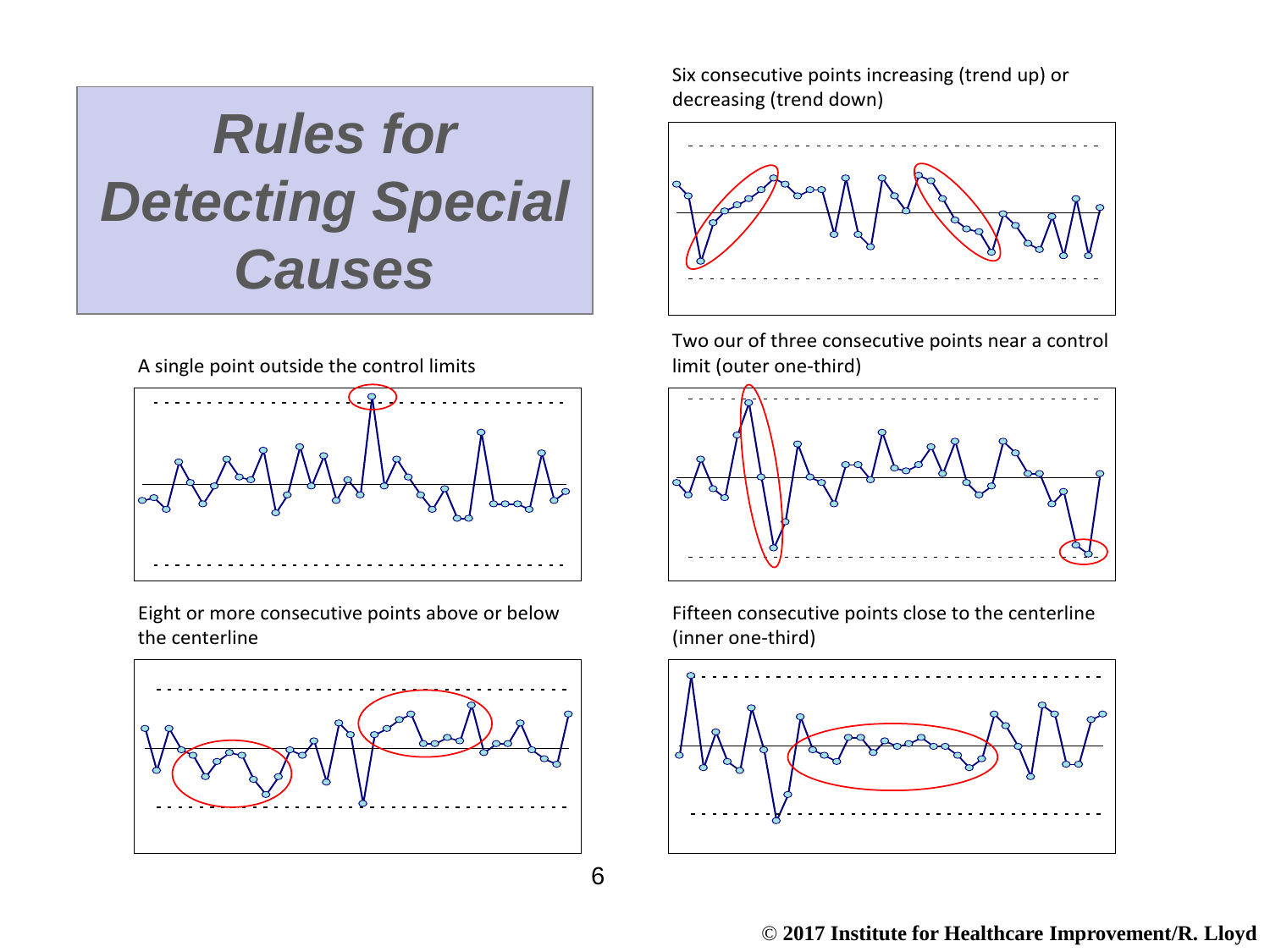# *Rules for Detecting Special Causes*

A single point outside the control limits

Eight or more consecutive points above or below the centerline

Six consecutive points increasing (trend up) or decreasing (trend down)

Two our of three consecutive points near a control limit (outer one-third)

Fifteen consecutive points close to the centerline (inner one-third)

© 2017 Institute for Healthcare Improvement/R. Lloyd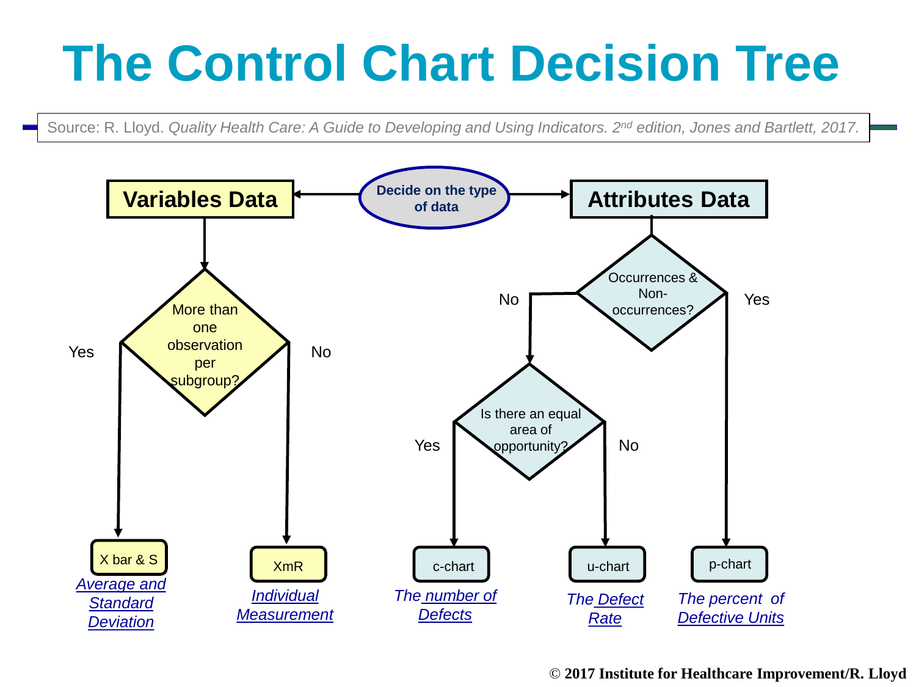# The Control Chart Decision Tree

Source: R. Lloyd. *Quality Health Care: A Guide to Developing and Using Indicators. 2nd edition, Jones and Bartlett, 2017.*

Decide on the type of data

**Variables Data**

More than one observation per subgroup?

Yes

X bar & S

*Average and Standard Deviation*

No

XmR

*Individual Measurement*

**Attributes Data**

Occurrences & Non-occurrences?

No

Is there an equal area of opportunity?

Yes

c-chart

*The number of Defects*

No

u-chart

*The Defect Rate*

Yes

p-chart

*The percent of Defective Units*

**© 2017 Institute for Healthcare Improvement/R. Lloyd**